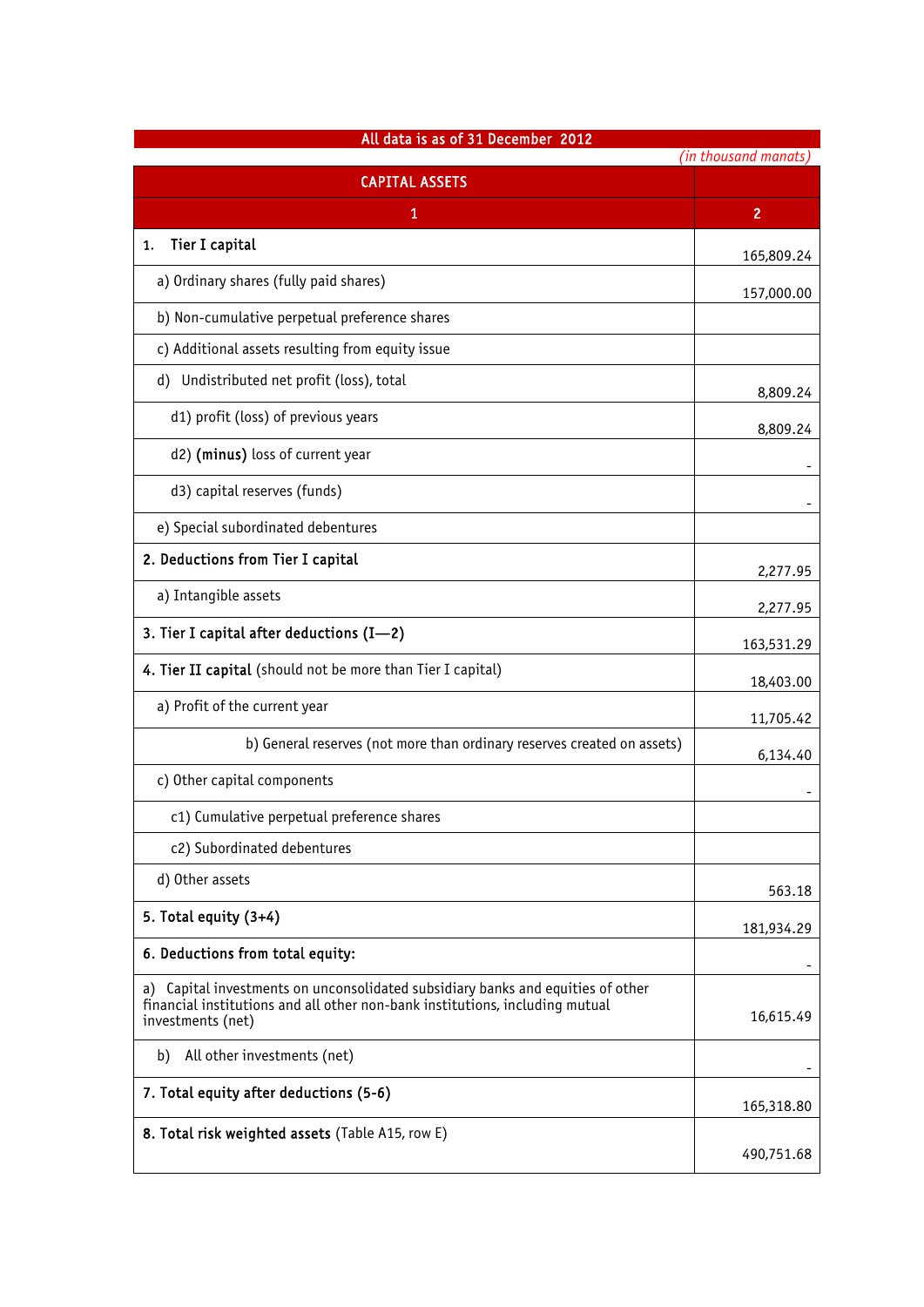All data is as of 31 December 2012

*(in thousand manats)*

| CAPITAL ASSETS | |
|---|---|
| 1 | 2 |
| 1. **Tier I capital** | 165,809.24 |
| a) Ordinary shares (fully paid shares) | 157,000.00 |
| b) Non-cumulative perpetual preference shares | |
| c) Additional assets resulting from equity issue | |
| d) Undistributed net profit (loss), total | 8,809.24 |
| d1) profit (loss) of previous years | 8,809.24 |
| d2) **(minus)** loss of current year | - |
| d3) capital reserves (funds) | - |
| e) Special subordinated debentures | |
| **2. Deductions from Tier I capital** | 2,277.95 |
| a) Intangible assets | 2,277.95 |
| **3. Tier I capital after deductions (I—2)** | 163,531.29 |
| **4. Tier II capital** (should not be more than Tier I capital) | 18,403.00 |
| a) Profit of the current year | 11,705.42 |
| b) General reserves (not more than ordinary reserves created on assets) | 6,134.40 |
| c) Other capital components | - |
| c1) Cumulative perpetual preference shares | |
| c2) Subordinated debentures | |
| d) Other assets | 563.18 |
| **5. Total equity (3+4)** | 181,934.29 |
| **6. Deductions from total equity:** | - |
| a) Capital investments on unconsolidated subsidiary banks and equities of other financial institutions and all other non-bank institutions, including mutual investments (net) | 16,615.49 |
| b) All other investments (net) | - |
| **7. Total equity after deductions (5-6)** | 165,318.80 |
| **8. Total risk weighted assets** (Table A15, row E) | 490,751.68 |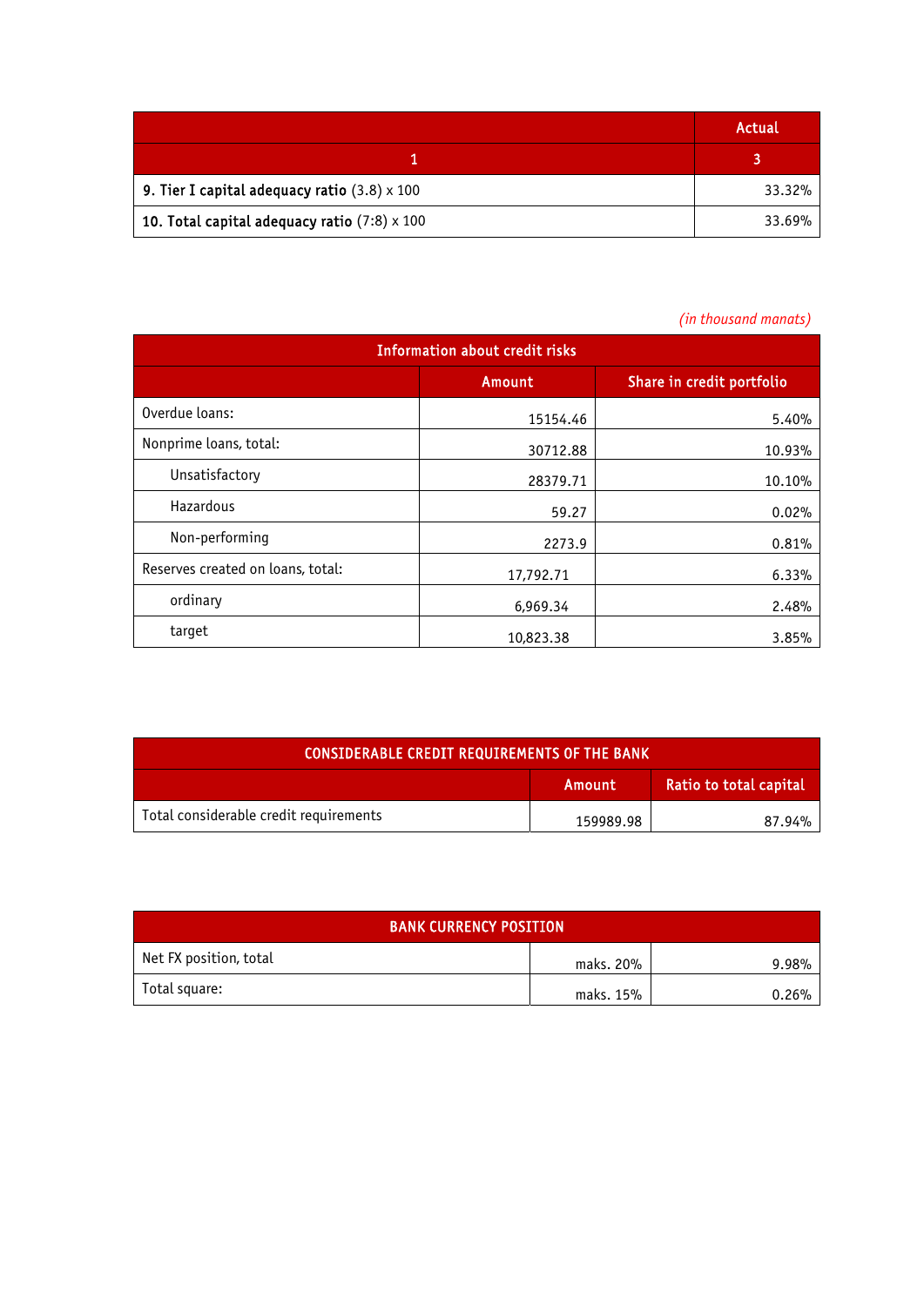| | Actual |
|---|---|
| 1 | 3 |
| **9. Tier I capital adequacy ratio** (3.8) x 100 | 33.32% |
| **10. Total capital adequacy ratio** (7:8) x 100 | 33.69% |

*(in thousand manats)*

| Information about credit risks | | |
|---|---|---|
| | Amount | Share in credit portfolio |
| Overdue loans: | 15154.46 | 5.40% |
| Nonprime loans, total: | 30712.88 | 10.93% |
| Unsatisfactory | 28379.71 | 10.10% |
| Hazardous | 59.27 | 0.02% |
| Non-performing | 2273.9 | 0.81% |
| Reserves created on loans, total: | 17,792.71 | 6.33% |
| ordinary | 6,969.34 | 2.48% |
| target | 10,823.38 | 3.85% |

| CONSIDERABLE CREDIT REQUIREMENTS OF THE BANK | | |
|---|---|---|
| | Amount | Ratio to total capital |
| Total considerable credit requirements | 159989.98 | 87.94% |

| BANK CURRENCY POSITION | | |
|---|---|---|
| Net FX position, total | maks. 20% | 9.98% |
| Total square: | maks. 15% | 0.26% |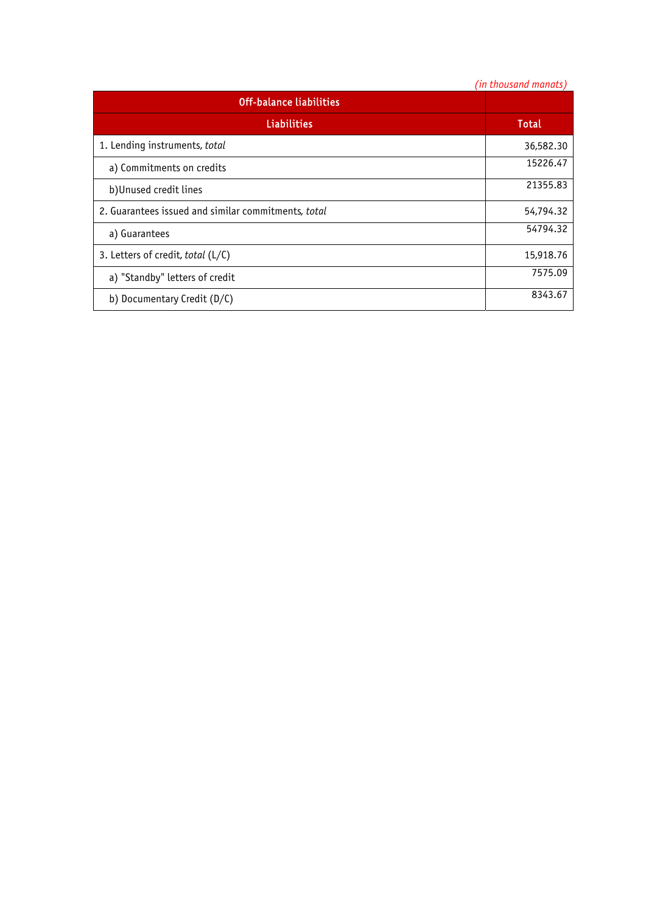*(in thousand manats)*

| Off-balance liabilities | |
|---|---|
| **Liabilities** | **Total** |
| 1. Lending instruments, *total* | 36,582.30 |
| a) Commitments on credits | 15226.47 |
| b)Unused credit lines | 21355.83 |
| 2. Guarantees issued and similar commitments, *total* | 54,794.32 |
| a) Guarantees | 54794.32 |
| 3. Letters of credit, *total* (L/C) | 15,918.76 |
| a) "Standby" letters of credit | 7575.09 |
| b) Documentary Credit (D/C) | 8343.67 |